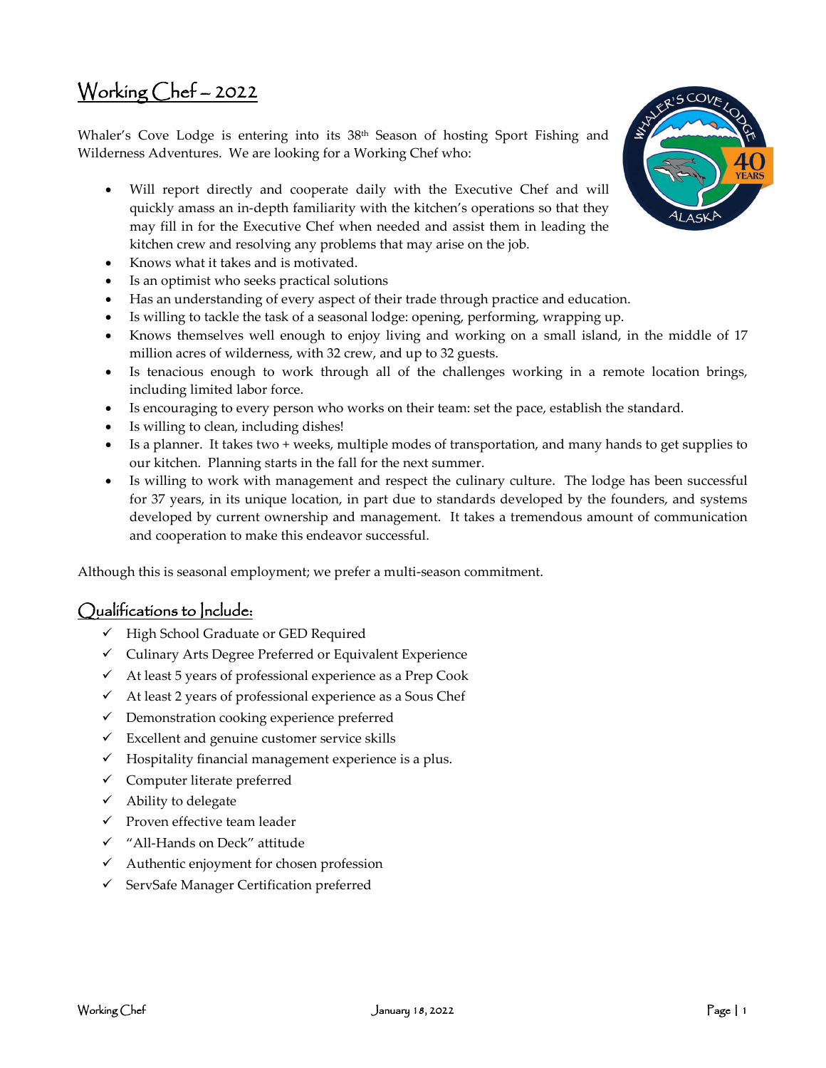# Working Chef – 2022

Whaler's Cove Lodge is entering into its 38th Season of hosting Sport Fishing and Wilderness Adventures. We are looking for a Working Chef who:

- Will report directly and cooperate daily with the Executive Chef and will quickly amass an in-depth familiarity with the kitchen's operations so that they may fill in for the Executive Chef when needed and assist them in leading the kitchen crew and resolving any problems that may arise on the job.
- Knows what it takes and is motivated.
- Is an optimist who seeks practical solutions
- Has an understanding of every aspect of their trade through practice and education.
- Is willing to tackle the task of a seasonal lodge: opening, performing, wrapping up.
- Knows themselves well enough to enjoy living and working on a small island, in the middle of 17 million acres of wilderness, with 32 crew, and up to 32 guests.
- Is tenacious enough to work through all of the challenges working in a remote location brings, including limited labor force.
- Is encouraging to every person who works on their team: set the pace, establish the standard.
- Is willing to clean, including dishes!
- Is a planner. It takes two + weeks, multiple modes of transportation, and many hands to get supplies to our kitchen. Planning starts in the fall for the next summer.
- Is willing to work with management and respect the culinary culture. The lodge has been successful for 37 years, in its unique location, in part due to standards developed by the founders, and systems developed by current ownership and management. It takes a tremendous amount of communication and cooperation to make this endeavor successful.

Although this is seasonal employment; we prefer a multi-season commitment.

## Qualifications to Include:

- ✓ High School Graduate or GED Required
- ✓ Culinary Arts Degree Preferred or Equivalent Experience
- ✓ At least 5 years of professional experience as a Prep Cook
- ✓ At least 2 years of professional experience as a Sous Chef
- ✓ Demonstration cooking experience preferred
- ✓ Excellent and genuine customer service skills
- ✓ Hospitality financial management experience is a plus.
- ✓ Computer literate preferred
- ✓ Ability to delegate
- ✓ Proven effective team leader
- ✓ "All-Hands on Deck" attitude
- ✓ Authentic enjoyment for chosen profession
- ✓ ServSafe Manager Certification preferred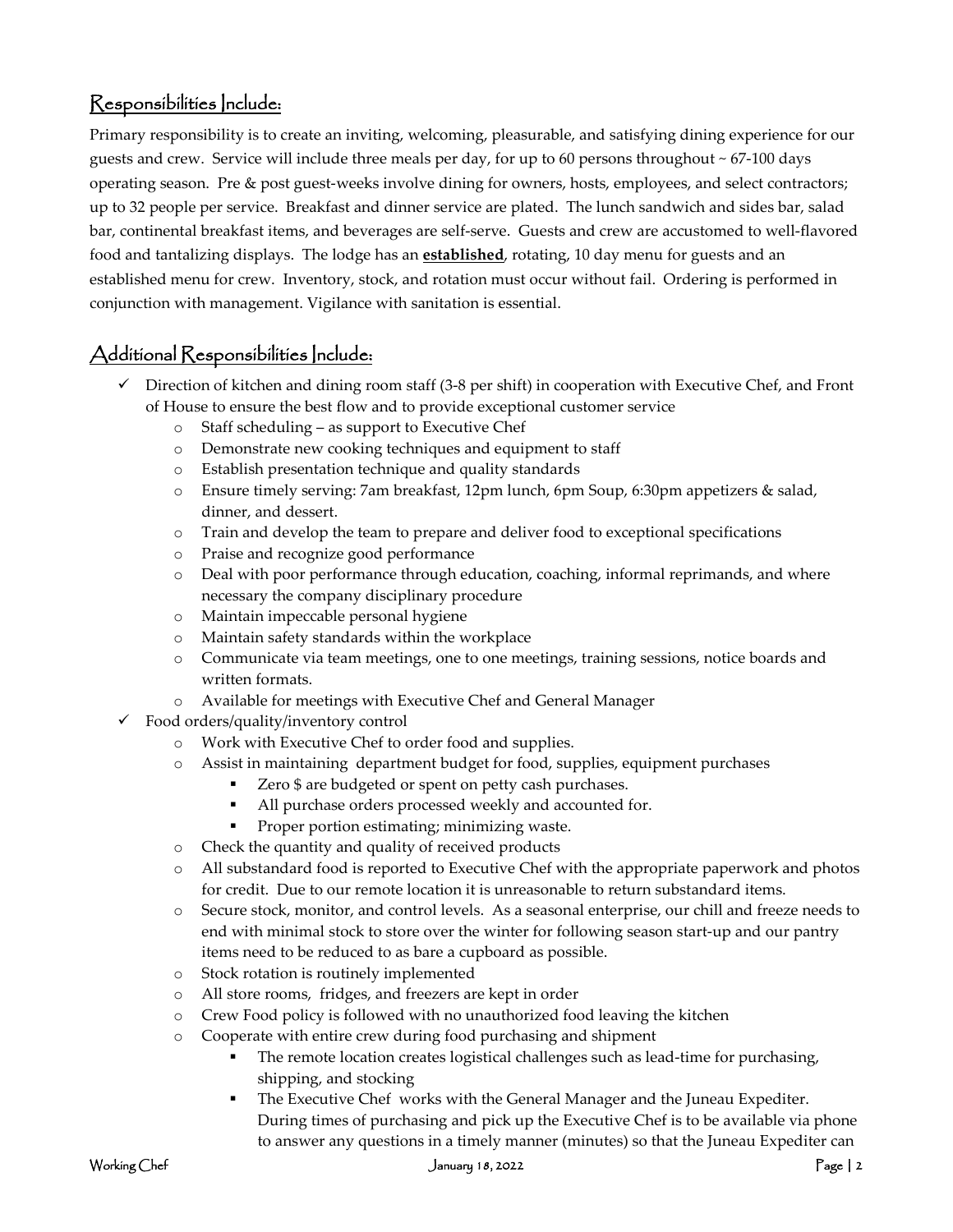## Responsibilities Include:

Primary responsibility is to create an inviting, welcoming, pleasurable, and satisfying dining experience for our guests and crew. Service will include three meals per day, for up to 60 persons throughout ~ 67-100 days operating season. Pre & post guest-weeks involve dining for owners, hosts, employees, and select contractors; up to 32 people per service. Breakfast and dinner service are plated. The lunch sandwich and sides bar, salad bar, continental breakfast items, and beverages are self-serve. Guests and crew are accustomed to well-flavored food and tantalizing displays. The lodge has an **established**, rotating, 10 day menu for guests and an established menu for crew. Inventory, stock, and rotation must occur without fail. Ordering is performed in conjunction with management. Vigilance with sanitation is essential.

## Additional Responsibilities Include:

- ✓ Direction of kitchen and dining room staff (3-8 per shift) in cooperation with Executive Chef, and Front of House to ensure the best flow and to provide exceptional customer service
  - Staff scheduling – as support to Executive Chef
  - Demonstrate new cooking techniques and equipment to staff
  - Establish presentation technique and quality standards
  - Ensure timely serving: 7am breakfast, 12pm lunch, 6pm Soup, 6:30pm appetizers & salad, dinner, and dessert.
  - Train and develop the team to prepare and deliver food to exceptional specifications
  - Praise and recognize good performance
  - Deal with poor performance through education, coaching, informal reprimands, and where necessary the company disciplinary procedure
  - Maintain impeccable personal hygiene
  - Maintain safety standards within the workplace
  - Communicate via team meetings, one to one meetings, training sessions, notice boards and written formats.
  - Available for meetings with Executive Chef and General Manager
- ✓ Food orders/quality/inventory control
  - Work with Executive Chef to order food and supplies.
  - Assist in maintaining department budget for food, supplies, equipment purchases
    - Zero $ are budgeted or spent on petty cash purchases.
    - All purchase orders processed weekly and accounted for.
    - Proper portion estimating; minimizing waste.
  - Check the quantity and quality of received products
  - All substandard food is reported to Executive Chef with the appropriate paperwork and photos for credit. Due to our remote location it is unreasonable to return substandard items.
  - Secure stock, monitor, and control levels. As a seasonal enterprise, our chill and freeze needs to end with minimal stock to store over the winter for following season start-up and our pantry items need to be reduced to as bare a cupboard as possible.
  - Stock rotation is routinely implemented
  - All store rooms, fridges, and freezers are kept in order
  - Crew Food policy is followed with no unauthorized food leaving the kitchen
  - Cooperate with entire crew during food purchasing and shipment
    - The remote location creates logistical challenges such as lead-time for purchasing, shipping, and stocking
    - The Executive Chef works with the General Manager and the Juneau Expediter. During times of purchasing and pick up the Executive Chef is to be available via phone to answer any questions in a timely manner (minutes) so that the Juneau Expediter can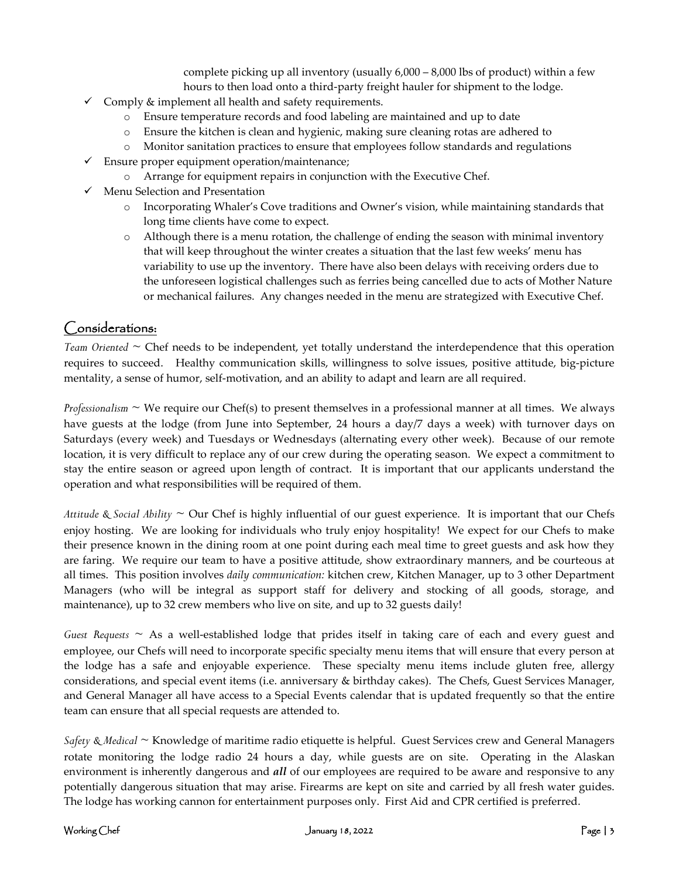complete picking up all inventory (usually 6,000 – 8,000 lbs of product) within a few hours to then load onto a third-party freight hauler for shipment to the lodge.

- ✓ Comply & implement all health and safety requirements.
  - Ensure temperature records and food labeling are maintained and up to date
  - Ensure the kitchen is clean and hygienic, making sure cleaning rotas are adhered to
  - Monitor sanitation practices to ensure that employees follow standards and regulations
- ✓ Ensure proper equipment operation/maintenance;
  - Arrange for equipment repairs in conjunction with the Executive Chef.
- ✓ Menu Selection and Presentation
  - Incorporating Whaler's Cove traditions and Owner's vision, while maintaining standards that long time clients have come to expect.
  - Although there is a menu rotation, the challenge of ending the season with minimal inventory that will keep throughout the winter creates a situation that the last few weeks' menu has variability to use up the inventory. There have also been delays with receiving orders due to the unforeseen logistical challenges such as ferries being cancelled due to acts of Mother Nature or mechanical failures. Any changes needed in the menu are strategized with Executive Chef.

## Considerations:

*Team Oriented* ~ Chef needs to be independent, yet totally understand the interdependence that this operation requires to succeed. Healthy communication skills, willingness to solve issues, positive attitude, big-picture mentality, a sense of humor, self-motivation, and an ability to adapt and learn are all required.

*Professionalism* ~ We require our Chef(s) to present themselves in a professional manner at all times. We always have guests at the lodge (from June into September, 24 hours a day/7 days a week) with turnover days on Saturdays (every week) and Tuesdays or Wednesdays (alternating every other week). Because of our remote location, it is very difficult to replace any of our crew during the operating season. We expect a commitment to stay the entire season or agreed upon length of contract. It is important that our applicants understand the operation and what responsibilities will be required of them.

*Attitude & Social Ability* ~ Our Chef is highly influential of our guest experience. It is important that our Chefs enjoy hosting. We are looking for individuals who truly enjoy hospitality! We expect for our Chefs to make their presence known in the dining room at one point during each meal time to greet guests and ask how they are faring. We require our team to have a positive attitude, show extraordinary manners, and be courteous at all times. This position involves *daily communication:* kitchen crew, Kitchen Manager, up to 3 other Department Managers (who will be integral as support staff for delivery and stocking of all goods, storage, and maintenance), up to 32 crew members who live on site, and up to 32 guests daily!

*Guest Requests* ~ As a well-established lodge that prides itself in taking care of each and every guest and employee, our Chefs will need to incorporate specific specialty menu items that will ensure that every person at the lodge has a safe and enjoyable experience. These specialty menu items include gluten free, allergy considerations, and special event items (i.e. anniversary & birthday cakes). The Chefs, Guest Services Manager, and General Manager all have access to a Special Events calendar that is updated frequently so that the entire team can ensure that all special requests are attended to.

*Safety & Medical* ~ Knowledge of maritime radio etiquette is helpful. Guest Services crew and General Managers rotate monitoring the lodge radio 24 hours a day, while guests are on site. Operating in the Alaskan environment is inherently dangerous and ***all*** of our employees are required to be aware and responsive to any potentially dangerous situation that may arise. Firearms are kept on site and carried by all fresh water guides. The lodge has working cannon for entertainment purposes only. First Aid and CPR certified is preferred.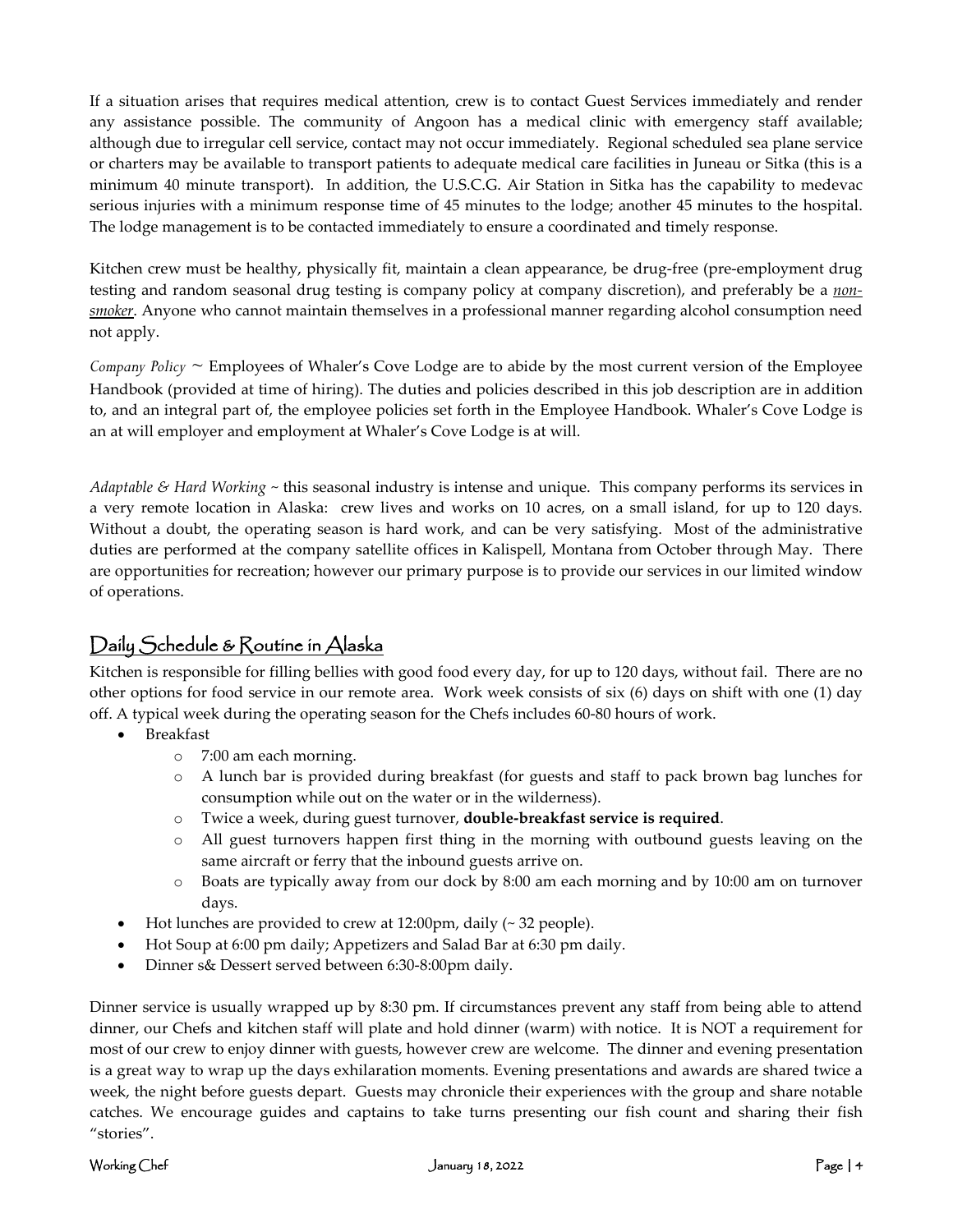If a situation arises that requires medical attention, crew is to contact Guest Services immediately and render any assistance possible. The community of Angoon has a medical clinic with emergency staff available; although due to irregular cell service, contact may not occur immediately. Regional scheduled sea plane service or charters may be available to transport patients to adequate medical care facilities in Juneau or Sitka (this is a minimum 40 minute transport). In addition, the U.S.C.G. Air Station in Sitka has the capability to medevac serious injuries with a minimum response time of 45 minutes to the lodge; another 45 minutes to the hospital. The lodge management is to be contacted immediately to ensure a coordinated and timely response.

Kitchen crew must be healthy, physically fit, maintain a clean appearance, be drug-free (pre-employment drug testing and random seasonal drug testing is company policy at company discretion), and preferably be a ***non-smoker***. Anyone who cannot maintain themselves in a professional manner regarding alcohol consumption need not apply.

*Company Policy* ~ Employees of Whaler's Cove Lodge are to abide by the most current version of the Employee Handbook (provided at time of hiring). The duties and policies described in this job description are in addition to, and an integral part of, the employee policies set forth in the Employee Handbook. Whaler's Cove Lodge is an at will employer and employment at Whaler's Cove Lodge is at will.

*Adaptable & Hard Working* ~ this seasonal industry is intense and unique. This company performs its services in a very remote location in Alaska: crew lives and works on 10 acres, on a small island, for up to 120 days. Without a doubt, the operating season is hard work, and can be very satisfying. Most of the administrative duties are performed at the company satellite offices in Kalispell, Montana from October through May. There are opportunities for recreation; however our primary purpose is to provide our services in our limited window of operations.

## Daily Schedule & Routine in Alaska

Kitchen is responsible for filling bellies with good food every day, for up to 120 days, without fail. There are no other options for food service in our remote area. Work week consists of six (6) days on shift with one (1) day off. A typical week during the operating season for the Chefs includes 60-80 hours of work.

- Breakfast
  - 7:00 am each morning.
  - A lunch bar is provided during breakfast (for guests and staff to pack brown bag lunches for consumption while out on the water or in the wilderness).
  - Twice a week, during guest turnover, **double-breakfast service is required**.
  - All guest turnovers happen first thing in the morning with outbound guests leaving on the same aircraft or ferry that the inbound guests arrive on.
  - Boats are typically away from our dock by 8:00 am each morning and by 10:00 am on turnover days.
- Hot lunches are provided to crew at 12:00pm, daily (~ 32 people).
- Hot Soup at 6:00 pm daily; Appetizers and Salad Bar at 6:30 pm daily.
- Dinner s& Dessert served between 6:30-8:00pm daily.

Dinner service is usually wrapped up by 8:30 pm. If circumstances prevent any staff from being able to attend dinner, our Chefs and kitchen staff will plate and hold dinner (warm) with notice. It is NOT a requirement for most of our crew to enjoy dinner with guests, however crew are welcome. The dinner and evening presentation is a great way to wrap up the days exhilaration moments. Evening presentations and awards are shared twice a week, the night before guests depart. Guests may chronicle their experiences with the group and share notable catches. We encourage guides and captains to take turns presenting our fish count and sharing their fish "stories".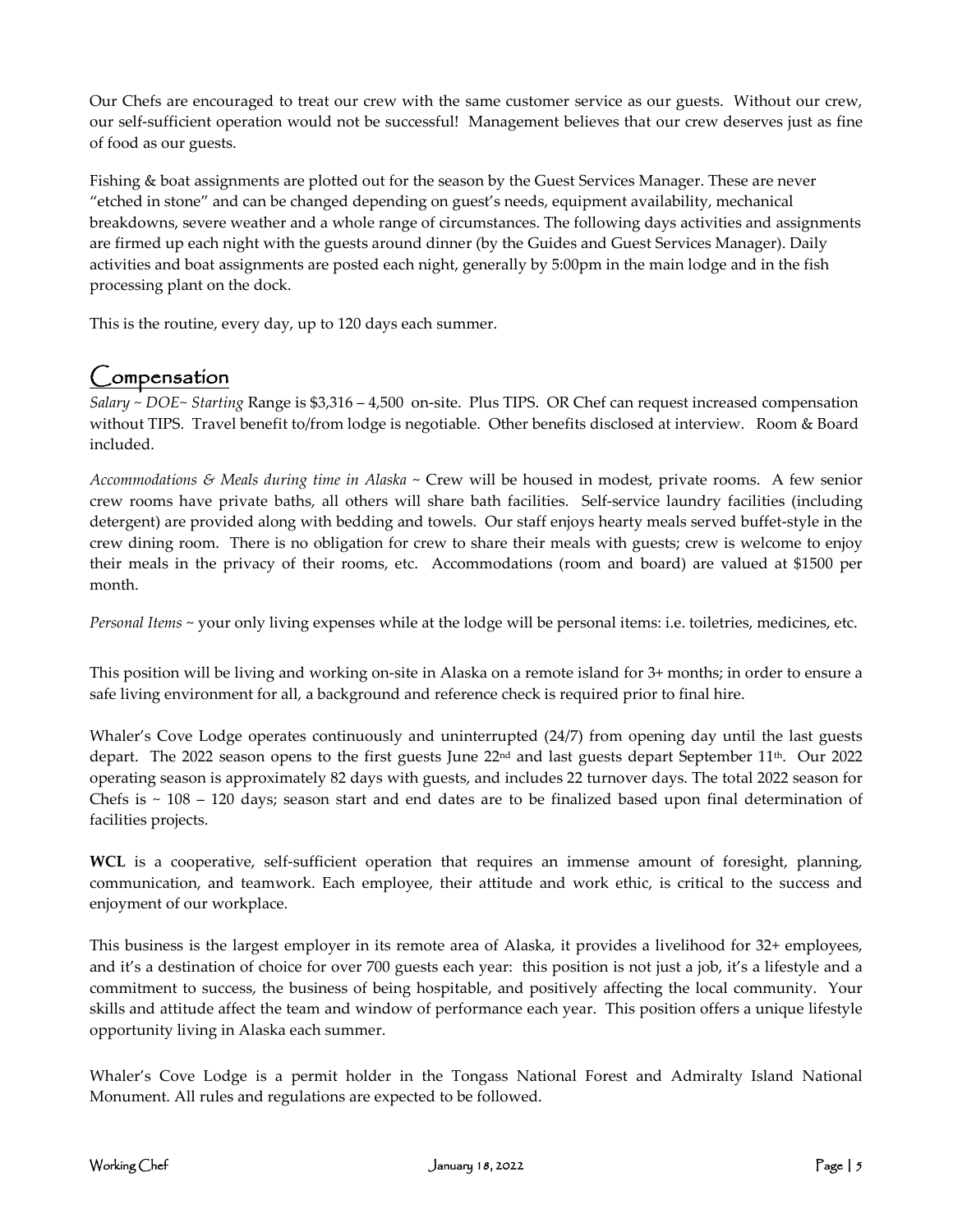Our Chefs are encouraged to treat our crew with the same customer service as our guests. Without our crew, our self-sufficient operation would not be successful! Management believes that our crew deserves just as fine of food as our guests.

Fishing & boat assignments are plotted out for the season by the Guest Services Manager. These are never "etched in stone" and can be changed depending on guest's needs, equipment availability, mechanical breakdowns, severe weather and a whole range of circumstances. The following days activities and assignments are firmed up each night with the guests around dinner (by the Guides and Guest Services Manager). Daily activities and boat assignments are posted each night, generally by 5:00pm in the main lodge and in the fish processing plant on the dock.

This is the routine, every day, up to 120 days each summer.

## Compensation

*Salary ~ DOE~ Starting* Range is $3,316 – 4,500 on-site. Plus TIPS. OR Chef can request increased compensation without TIPS. Travel benefit to/from lodge is negotiable. Other benefits disclosed at interview. Room & Board included.

*Accommodations & Meals during time in Alaska* ~ Crew will be housed in modest, private rooms. A few senior crew rooms have private baths, all others will share bath facilities. Self-service laundry facilities (including detergent) are provided along with bedding and towels. Our staff enjoys hearty meals served buffet-style in the crew dining room. There is no obligation for crew to share their meals with guests; crew is welcome to enjoy their meals in the privacy of their rooms, etc. Accommodations (room and board) are valued at $1500 per month.

*Personal Items* ~ your only living expenses while at the lodge will be personal items: i.e. toiletries, medicines, etc.

This position will be living and working on-site in Alaska on a remote island for 3+ months; in order to ensure a safe living environment for all, a background and reference check is required prior to final hire.

Whaler's Cove Lodge operates continuously and uninterrupted (24/7) from opening day until the last guests depart. The 2022 season opens to the first guests June 22nd and last guests depart September 11th. Our 2022 operating season is approximately 82 days with guests, and includes 22 turnover days. The total 2022 season for Chefs is ~ 108 – 120 days; season start and end dates are to be finalized based upon final determination of facilities projects.

**WCL** is a cooperative, self-sufficient operation that requires an immense amount of foresight, planning, communication, and teamwork. Each employee, their attitude and work ethic, is critical to the success and enjoyment of our workplace.

This business is the largest employer in its remote area of Alaska, it provides a livelihood for 32+ employees, and it's a destination of choice for over 700 guests each year: this position is not just a job, it's a lifestyle and a commitment to success, the business of being hospitable, and positively affecting the local community. Your skills and attitude affect the team and window of performance each year. This position offers a unique lifestyle opportunity living in Alaska each summer.

Whaler's Cove Lodge is a permit holder in the Tongass National Forest and Admiralty Island National Monument. All rules and regulations are expected to be followed.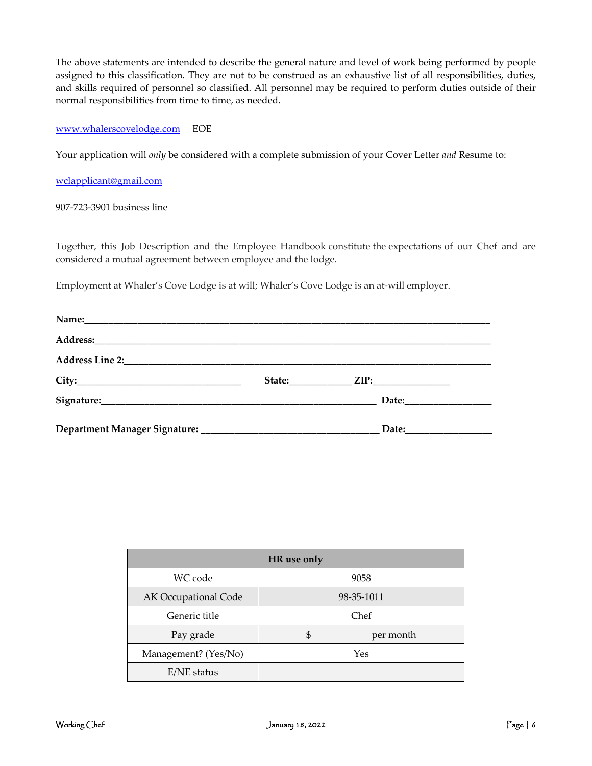The above statements are intended to describe the general nature and level of work being performed by people assigned to this classification. They are not to be construed as an exhaustive list of all responsibilities, duties, and skills required of personnel so classified. All personnel may be required to perform duties outside of their normal responsibilities from time to time, as needed.

www.whalerscovelodge.com EOE

Your application will *only* be considered with a complete submission of your Cover Letter *and* Resume to:

wclapplicant@gmail.com

907-723-3901 business line

Together, this Job Description and the Employee Handbook constitute the expectations of our Chef and are considered a mutual agreement between employee and the lodge.

Employment at Whaler's Cove Lodge is at will; Whaler's Cove Lodge is an at-will employer.

**Name:**______________________________________________

**Address:**______________________________________________

**Address Line 2:**______________________________________________

**City:**____________________ **State:**__________ **ZIP:**____________

**Signature:**______________________________ **Date:**______________

**Department Manager Signature:** ______________________ **Date:**______________

| HR use only | |
|---|---|
| WC code | 9058 |
| AK Occupational Code | 98-35-1011 |
| Generic title | Chef |
| Pay grade | $ per month |
| Management? (Yes/No) | Yes |
| E/NE status | |